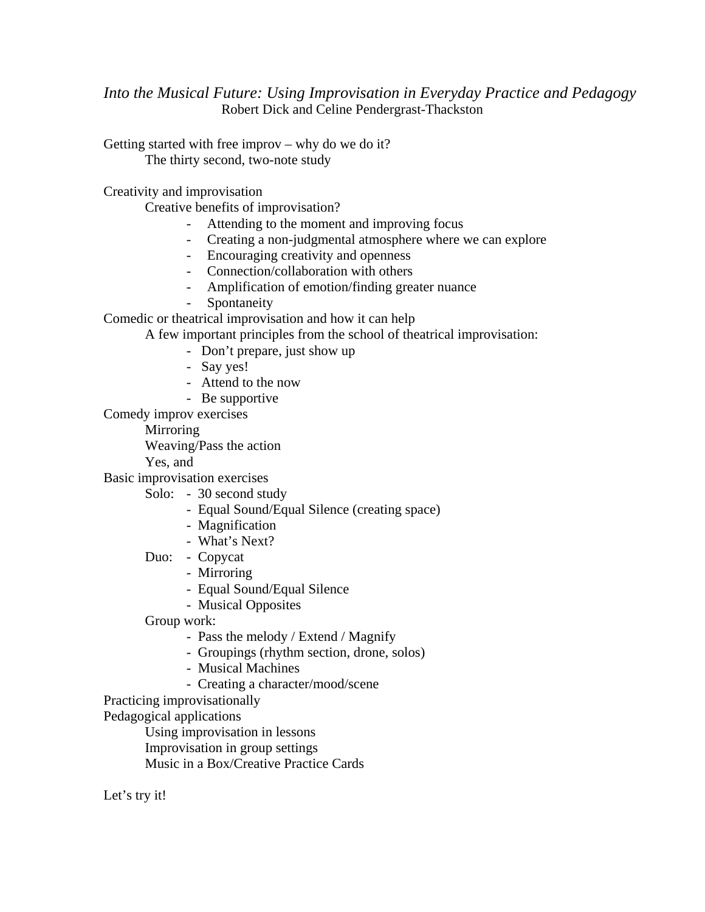# *Into the Musical Future: Using Improvisation in Everyday Practice and Pedagogy*

Robert Dick and Celine Pendergrast-Thackston

Getting started with free improv – why do we do it?

- The thirty second, two-note study

Creativity and improvisation

- Creative benefits of improvisation?
  - Attending to the moment and improving focus
  - Creating a non-judgmental atmosphere where we can explore
  - Encouraging creativity and openness
  - Connection/collaboration with others
  - Amplification of emotion/finding greater nuance
  - Spontaneity

Comedic or theatrical improvisation and how it can help

- A few important principles from the school of theatrical improvisation:
  - Don't prepare, just show up
  - Say yes!
  - Attend to the now
  - Be supportive

Comedy improv exercises

- Mirroring
- Weaving/Pass the action
- Yes, and

Basic improvisation exercises

- Solo:
  - 30 second study
  - Equal Sound/Equal Silence (creating space)
  - Magnification
  - What's Next?
- Duo:
  - Copycat
  - Mirroring
  - Equal Sound/Equal Silence
  - Musical Opposites
- Group work:
  - Pass the melody / Extend / Magnify
  - Groupings (rhythm section, drone, solos)
  - Musical Machines
  - Creating a character/mood/scene

Practicing improvisationally

Pedagogical applications

- Using improvisation in lessons
- Improvisation in group settings
- Music in a Box/Creative Practice Cards

Let's try it!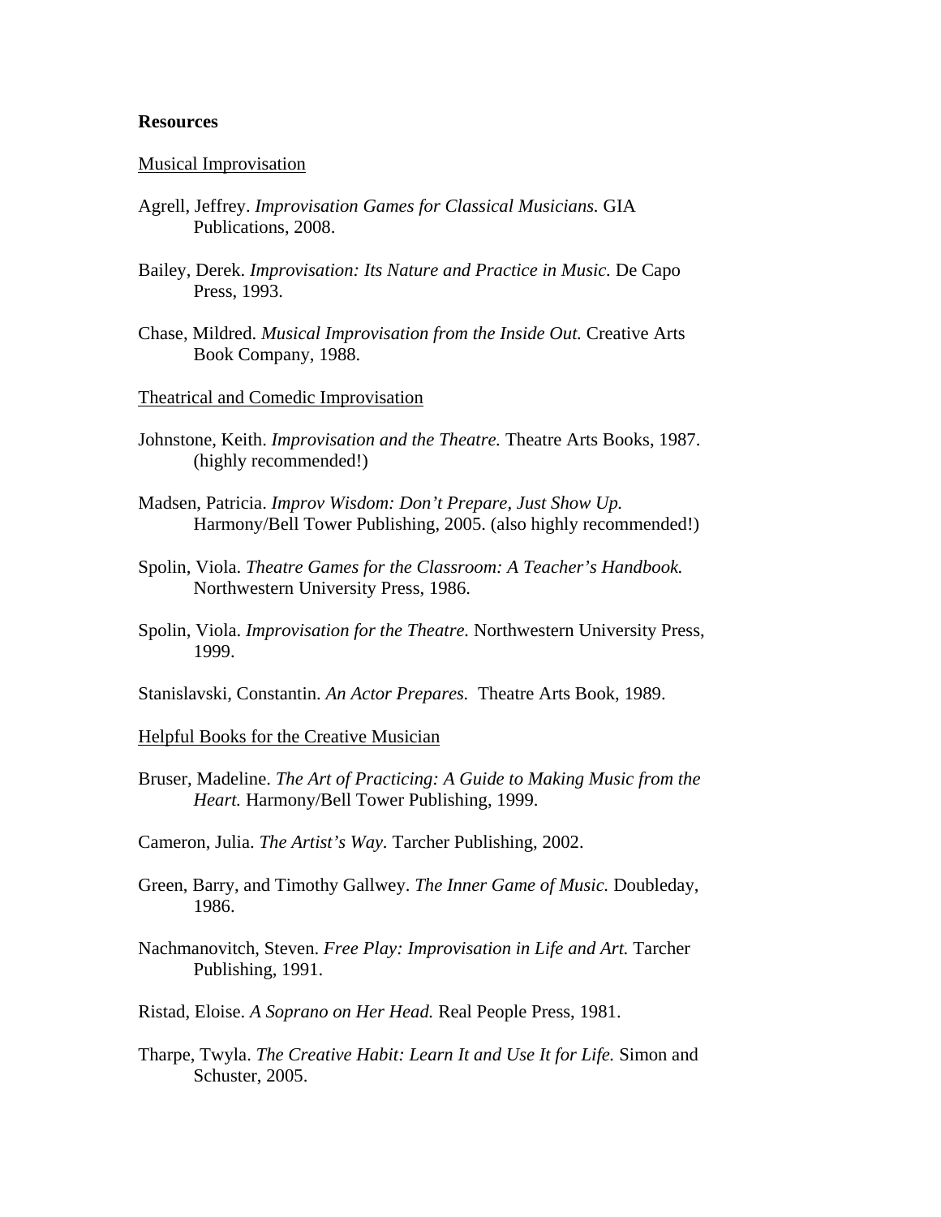**Resources**

<u>Musical Improvisation</u>

Agrell, Jeffrey. *Improvisation Games for Classical Musicians.* GIA Publications, 2008.

Bailey, Derek. *Improvisation: Its Nature and Practice in Music.* De Capo Press, 1993.

Chase, Mildred. *Musical Improvisation from the Inside Out.* Creative Arts Book Company, 1988.

<u>Theatrical and Comedic Improvisation</u>

Johnstone, Keith. *Improvisation and the Theatre.* Theatre Arts Books, 1987. (highly recommended!)

Madsen, Patricia. *Improv Wisdom: Don't Prepare, Just Show Up.* Harmony/Bell Tower Publishing, 2005. (also highly recommended!)

Spolin, Viola. *Theatre Games for the Classroom: A Teacher's Handbook.* Northwestern University Press, 1986.

Spolin, Viola. *Improvisation for the Theatre.* Northwestern University Press, 1999.

Stanislavski, Constantin. *An Actor Prepares.* Theatre Arts Book, 1989.

<u>Helpful Books for the Creative Musician</u>

Bruser, Madeline. *The Art of Practicing: A Guide to Making Music from the Heart.* Harmony/Bell Tower Publishing, 1999.

Cameron, Julia. *The Artist's Way.* Tarcher Publishing, 2002.

Green, Barry, and Timothy Gallwey. *The Inner Game of Music.* Doubleday, 1986.

Nachmanovitch, Steven. *Free Play: Improvisation in Life and Art.* Tarcher Publishing, 1991.

Ristad, Eloise. *A Soprano on Her Head.* Real People Press, 1981.

Tharpe, Twyla. *The Creative Habit: Learn It and Use It for Life.* Simon and Schuster, 2005.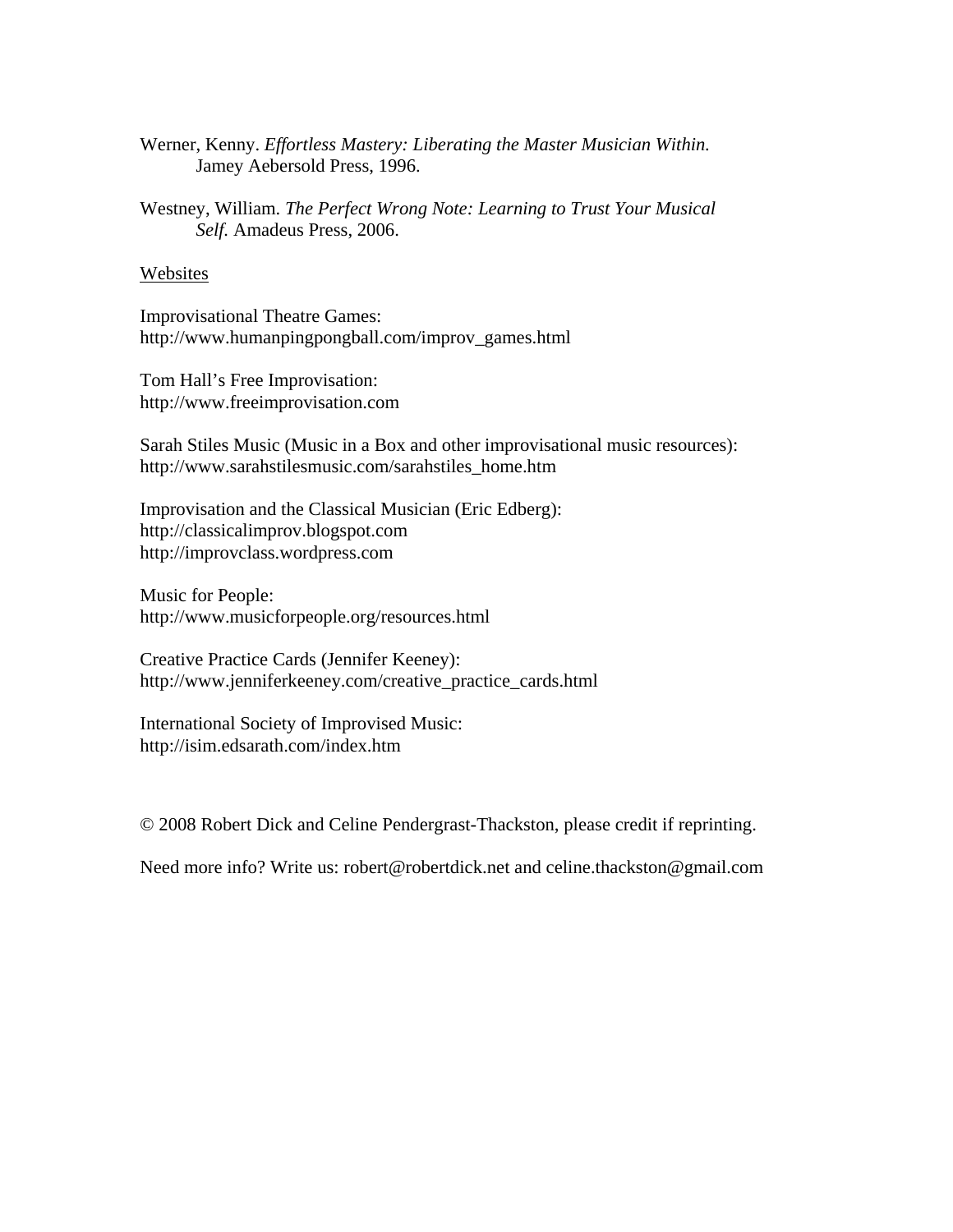Werner, Kenny. *Effortless Mastery: Liberating the Master Musician Within.* Jamey Aebersold Press, 1996.

Westney, William. *The Perfect Wrong Note: Learning to Trust Your Musical Self.* Amadeus Press, 2006.

<u>Websites</u>

Improvisational Theatre Games:
http://www.humanpingpongball.com/improv_games.html

Tom Hall's Free Improvisation:
http://www.freeimprovisation.com

Sarah Stiles Music (Music in a Box and other improvisational music resources):
http://www.sarahstilesmusic.com/sarahstiles_home.htm

Improvisation and the Classical Musician (Eric Edberg):
http://classicalimprov.blogspot.com
http://improvclass.wordpress.com

Music for People:
http://www.musicforpeople.org/resources.html

Creative Practice Cards (Jennifer Keeney):
http://www.jenniferkeeney.com/creative_practice_cards.html

International Society of Improvised Music:
http://isim.edsarath.com/index.htm

© 2008 Robert Dick and Celine Pendergrast-Thackston, please credit if reprinting.

Need more info? Write us: robert@robertdick.net and celine.thackston@gmail.com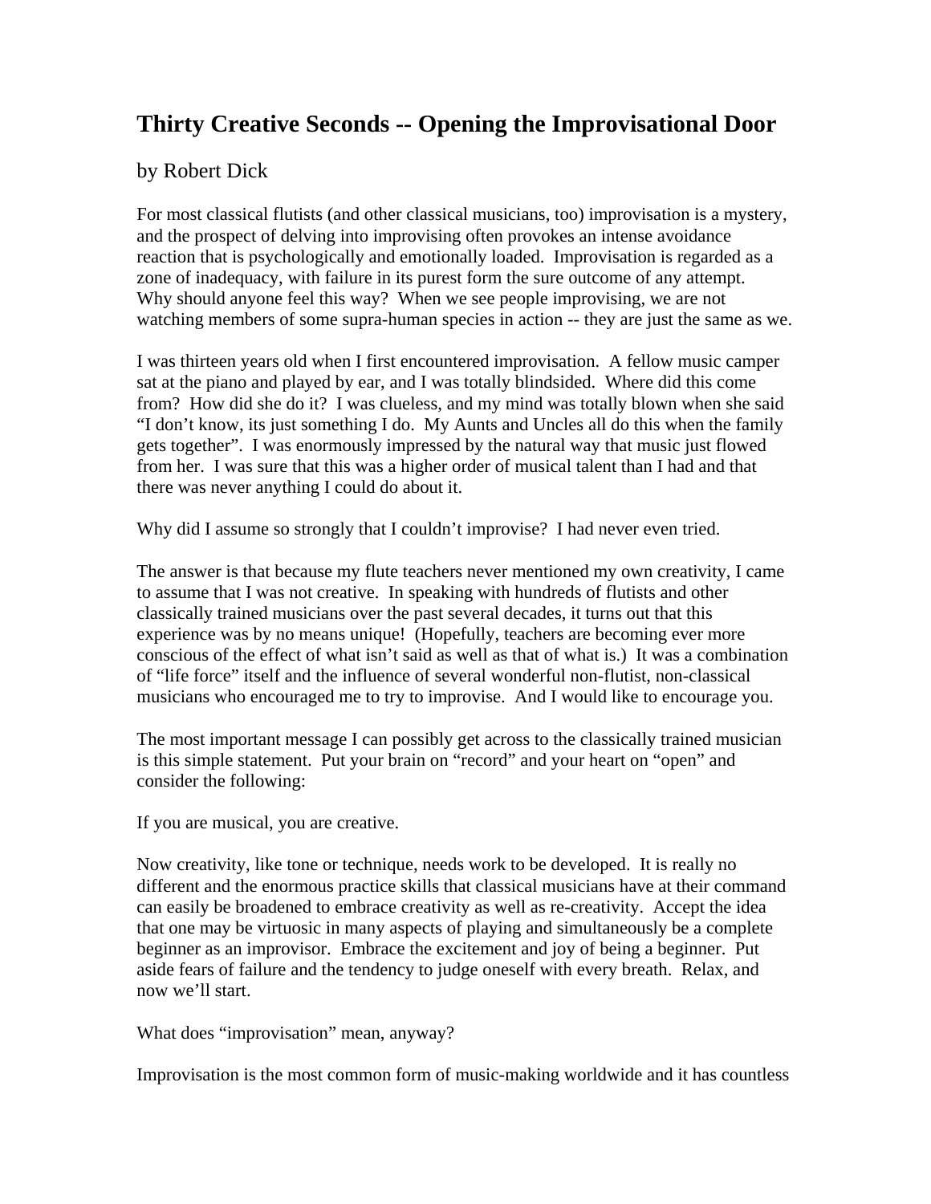# Thirty Creative Seconds -- Opening the Improvisational Door

by Robert Dick

For most classical flutists (and other classical musicians, too) improvisation is a mystery, and the prospect of delving into improvising often provokes an intense avoidance reaction that is psychologically and emotionally loaded. Improvisation is regarded as a zone of inadequacy, with failure in its purest form the sure outcome of any attempt. Why should anyone feel this way? When we see people improvising, we are not watching members of some supra-human species in action -- they are just the same as we.

I was thirteen years old when I first encountered improvisation. A fellow music camper sat at the piano and played by ear, and I was totally blindsided. Where did this come from? How did she do it? I was clueless, and my mind was totally blown when she said "I don't know, its just something I do. My Aunts and Uncles all do this when the family gets together". I was enormously impressed by the natural way that music just flowed from her. I was sure that this was a higher order of musical talent than I had and that there was never anything I could do about it.

Why did I assume so strongly that I couldn't improvise? I had never even tried.

The answer is that because my flute teachers never mentioned my own creativity, I came to assume that I was not creative. In speaking with hundreds of flutists and other classically trained musicians over the past several decades, it turns out that this experience was by no means unique! (Hopefully, teachers are becoming ever more conscious of the effect of what isn't said as well as that of what is.) It was a combination of "life force" itself and the influence of several wonderful non-flutist, non-classical musicians who encouraged me to try to improvise. And I would like to encourage you.

The most important message I can possibly get across to the classically trained musician is this simple statement. Put your brain on "record" and your heart on "open" and consider the following:

If you are musical, you are creative.

Now creativity, like tone or technique, needs work to be developed. It is really no different and the enormous practice skills that classical musicians have at their command can easily be broadened to embrace creativity as well as re-creativity. Accept the idea that one may be virtuosic in many aspects of playing and simultaneously be a complete beginner as an improvisor. Embrace the excitement and joy of being a beginner. Put aside fears of failure and the tendency to judge oneself with every breath. Relax, and now we'll start.

What does "improvisation" mean, anyway?

Improvisation is the most common form of music-making worldwide and it has countless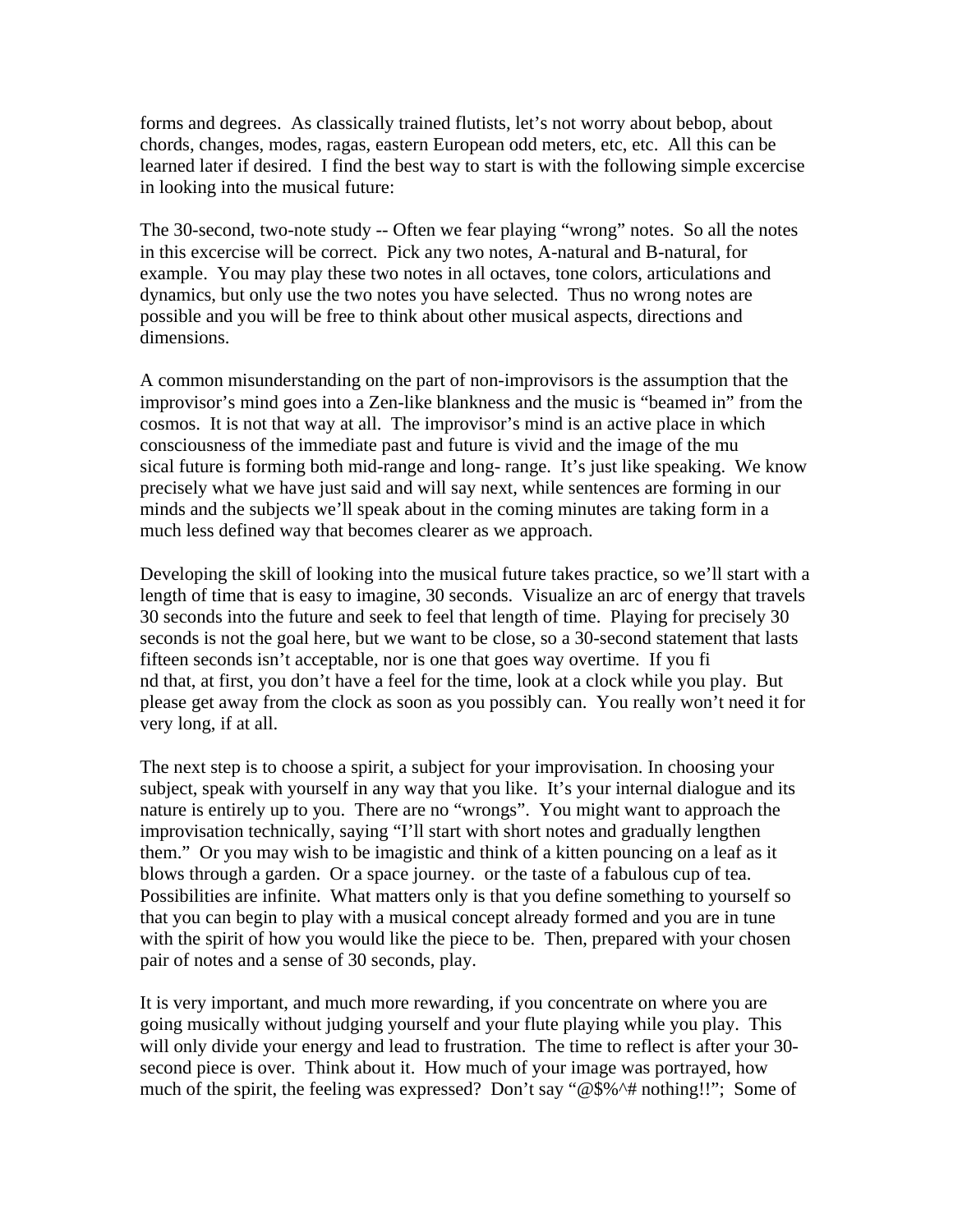forms and degrees. As classically trained flutists, let's not worry about bebop, about chords, changes, modes, ragas, eastern European odd meters, etc, etc. All this can be learned later if desired. I find the best way to start is with the following simple excercise in looking into the musical future:

The 30-second, two-note study -- Often we fear playing "wrong" notes. So all the notes in this excercise will be correct. Pick any two notes, A-natural and B-natural, for example. You may play these two notes in all octaves, tone colors, articulations and dynamics, but only use the two notes you have selected. Thus no wrong notes are possible and you will be free to think about other musical aspects, directions and dimensions.

A common misunderstanding on the part of non-improvisors is the assumption that the improvisor's mind goes into a Zen-like blankness and the music is "beamed in" from the cosmos. It is not that way at all. The improvisor's mind is an active place in which consciousness of the immediate past and future is vivid and the image of the musical future is forming both mid-range and long- range. It's just like speaking. We know precisely what we have just said and will say next, while sentences are forming in our minds and the subjects we'll speak about in the coming minutes are taking form in a much less defined way that becomes clearer as we approach.

Developing the skill of looking into the musical future takes practice, so we'll start with a length of time that is easy to imagine, 30 seconds. Visualize an arc of energy that travels 30 seconds into the future and seek to feel that length of time. Playing for precisely 30 seconds is not the goal here, but we want to be close, so a 30-second statement that lasts fifteen seconds isn't acceptable, nor is one that goes way overtime. If you find that, at first, you don't have a feel for the time, look at a clock while you play. But please get away from the clock as soon as you possibly can. You really won't need it for very long, if at all.

The next step is to choose a spirit, a subject for your improvisation. In choosing your subject, speak with yourself in any way that you like. It's your internal dialogue and its nature is entirely up to you. There are no "wrongs". You might want to approach the improvisation technically, saying "I'll start with short notes and gradually lengthen them." Or you may wish to be imagistic and think of a kitten pouncing on a leaf as it blows through a garden. Or a space journey. or the taste of a fabulous cup of tea. Possibilities are infinite. What matters only is that you define something to yourself so that you can begin to play with a musical concept already formed and you are in tune with the spirit of how you would like the piece to be. Then, prepared with your chosen pair of notes and a sense of 30 seconds, play.

It is very important, and much more rewarding, if you concentrate on where you are going musically without judging yourself and your flute playing while you play. This will only divide your energy and lead to frustration. The time to reflect is after your 30-second piece is over. Think about it. How much of your image was portrayed, how much of the spirit, the feeling was expressed? Don't say "@$%^# nothing!!"; Some of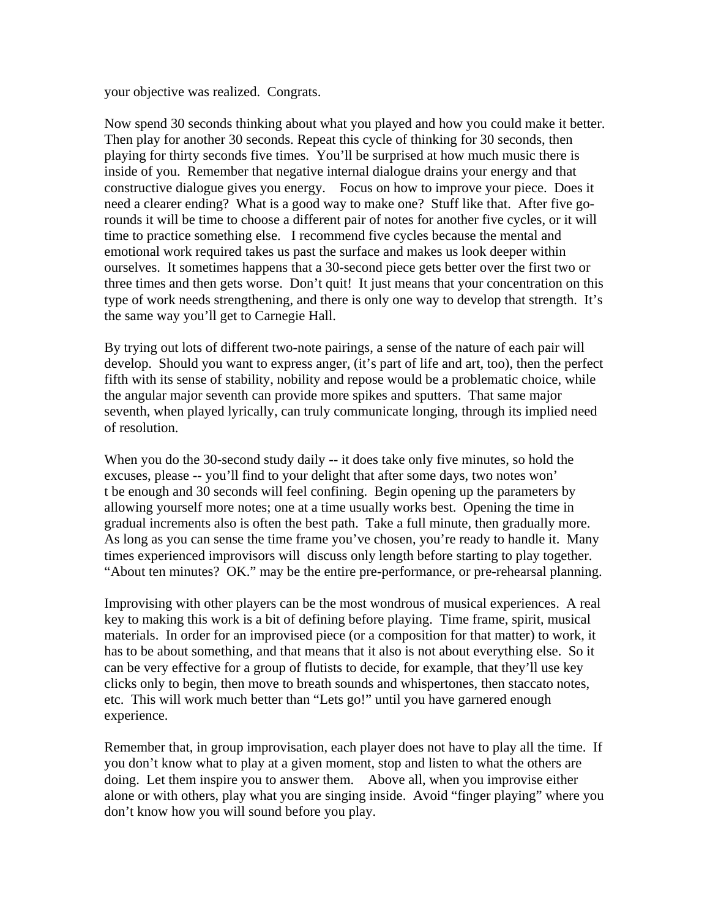your objective was realized. Congrats.

Now spend 30 seconds thinking about what you played and how you could make it better. Then play for another 30 seconds. Repeat this cycle of thinking for 30 seconds, then playing for thirty seconds five times. You'll be surprised at how much music there is inside of you. Remember that negative internal dialogue drains your energy and that constructive dialogue gives you energy. Focus on how to improve your piece. Does it need a clearer ending? What is a good way to make one? Stuff like that. After five go-rounds it will be time to choose a different pair of notes for another five cycles, or it will time to practice something else. I recommend five cycles because the mental and emotional work required takes us past the surface and makes us look deeper within ourselves. It sometimes happens that a 30-second piece gets better over the first two or three times and then gets worse. Don't quit! It just means that your concentration on this type of work needs strengthening, and there is only one way to develop that strength. It's the same way you'll get to Carnegie Hall.

By trying out lots of different two-note pairings, a sense of the nature of each pair will develop. Should you want to express anger, (it's part of life and art, too), then the perfect fifth with its sense of stability, nobility and repose would be a problematic choice, while the angular major seventh can provide more spikes and sputters. That same major seventh, when played lyrically, can truly communicate longing, through its implied need of resolution.

When you do the 30-second study daily -- it does take only five minutes, so hold the excuses, please -- you'll find to your delight that after some days, two notes won't be enough and 30 seconds will feel confining. Begin opening up the parameters by allowing yourself more notes; one at a time usually works best. Opening the time in gradual increments also is often the best path. Take a full minute, then gradually more. As long as you can sense the time frame you've chosen, you're ready to handle it. Many times experienced improvisors will discuss only length before starting to play together. "About ten minutes? OK." may be the entire pre-performance, or pre-rehearsal planning.

Improvising with other players can be the most wondrous of musical experiences. A real key to making this work is a bit of defining before playing. Time frame, spirit, musical materials. In order for an improvised piece (or a composition for that matter) to work, it has to be about something, and that means that it also is not about everything else. So it can be very effective for a group of flutists to decide, for example, that they'll use key clicks only to begin, then move to breath sounds and whispertones, then staccato notes, etc. This will work much better than "Lets go!" until you have garnered enough experience.

Remember that, in group improvisation, each player does not have to play all the time. If you don't know what to play at a given moment, stop and listen to what the others are doing. Let them inspire you to answer them. Above all, when you improvise either alone or with others, play what you are singing inside. Avoid "finger playing" where you don't know how you will sound before you play.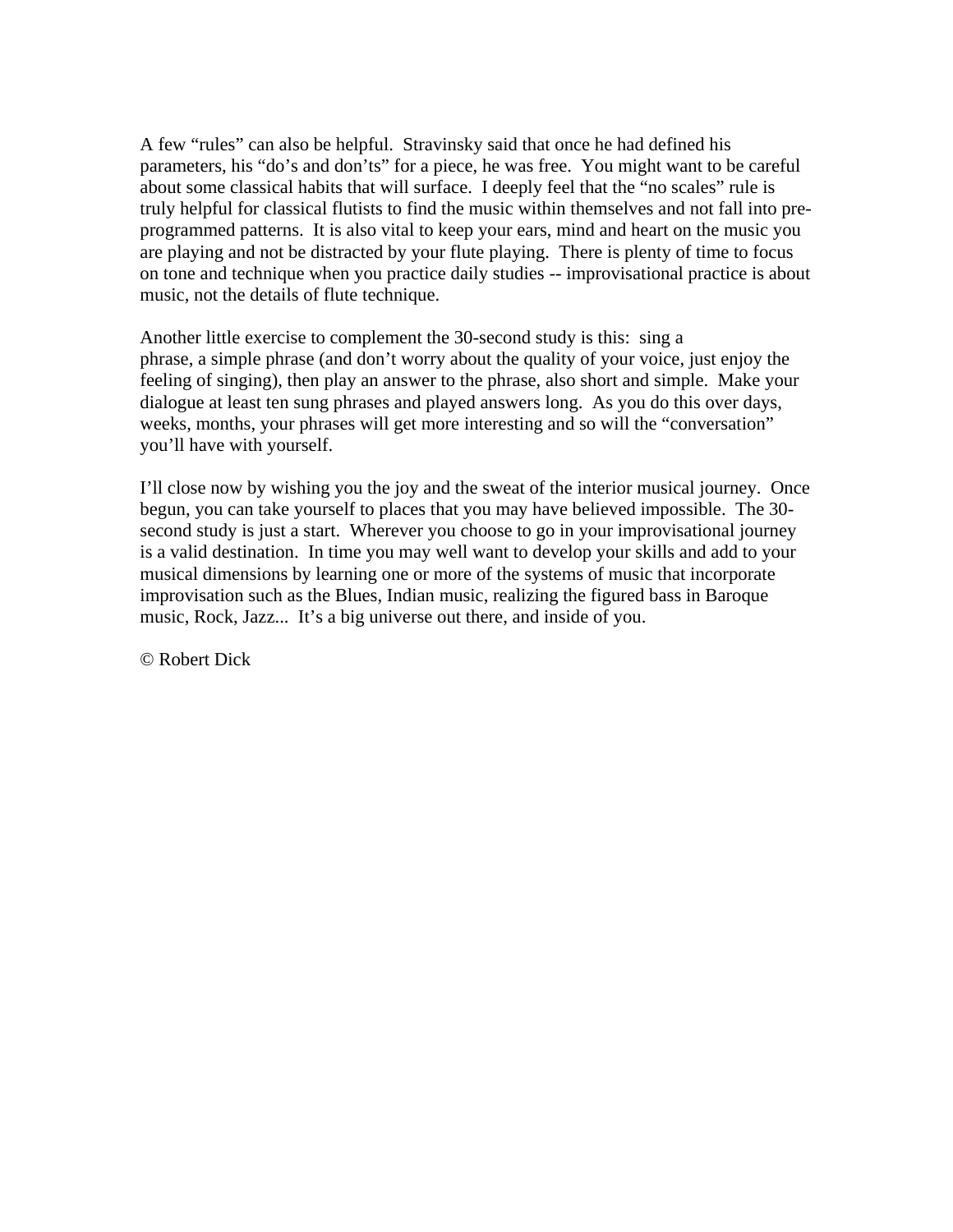A few “rules” can also be helpful. Stravinsky said that once he had defined his parameters, his “do’s and don’ts” for a piece, he was free. You might want to be careful about some classical habits that will surface. I deeply feel that the “no scales” rule is truly helpful for classical flutists to find the music within themselves and not fall into pre-programmed patterns. It is also vital to keep your ears, mind and heart on the music you are playing and not be distracted by your flute playing. There is plenty of time to focus on tone and technique when you practice daily studies -- improvisational practice is about music, not the details of flute technique.

Another little exercise to complement the 30-second study is this: sing a phrase, a simple phrase (and don’t worry about the quality of your voice, just enjoy the feeling of singing), then play an answer to the phrase, also short and simple. Make your dialogue at least ten sung phrases and played answers long. As you do this over days, weeks, months, your phrases will get more interesting and so will the “conversation” you’ll have with yourself.

I’ll close now by wishing you the joy and the sweat of the interior musical journey. Once begun, you can take yourself to places that you may have believed impossible. The 30-second study is just a start. Wherever you choose to go in your improvisational journey is a valid destination. In time you may well want to develop your skills and add to your musical dimensions by learning one or more of the systems of music that incorporate improvisation such as the Blues, Indian music, realizing the figured bass in Baroque music, Rock, Jazz... It’s a big universe out there, and inside of you.

© Robert Dick